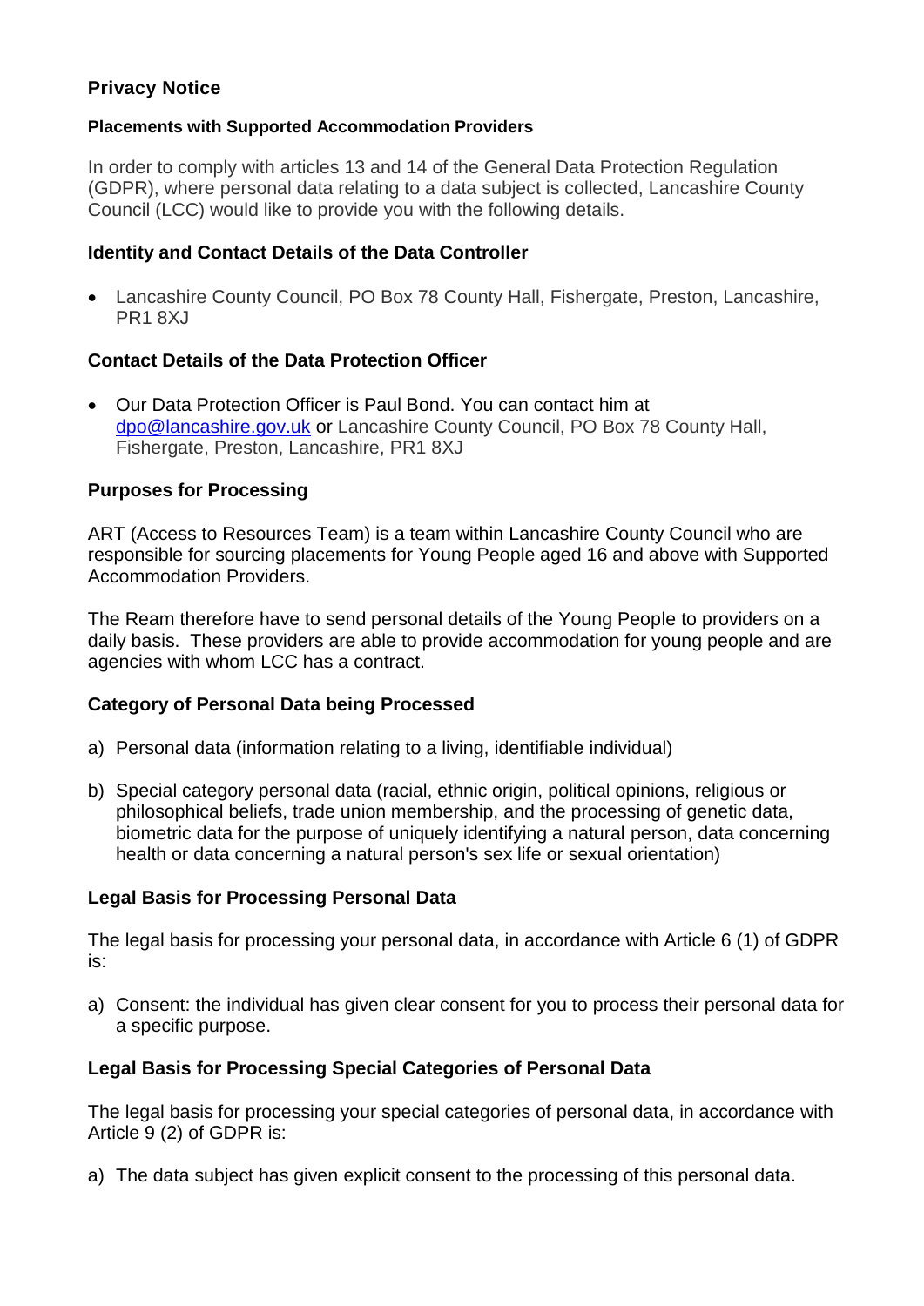# Privacy Notice

## Placements with Supported Accommodation Providers

In order to comply with articles 13 and 14 of the General Data Protection Regulation (GDPR), where personal data relating to a data subject is collected, Lancashire County Council (LCC) would like to provide you with the following details.

### Identity and Contact Details of the Data Controller

- Lancashire County Council, PO Box 78 County Hall, Fishergate, Preston, Lancashire, PR1 8XJ

### Contact Details of the Data Protection Officer

- Our Data Protection Officer is Paul Bond. You can contact him at dpo@lancashire.gov.uk or Lancashire County Council, PO Box 78 County Hall, Fishergate, Preston, Lancashire, PR1 8XJ

### Purposes for Processing

ART (Access to Resources Team) is a team within Lancashire County Council who are responsible for sourcing placements for Young People aged 16 and above with Supported Accommodation Providers.

The Ream therefore have to send personal details of the Young People to providers on a daily basis. These providers are able to provide accommodation for young people and are agencies with whom LCC has a contract.

### Category of Personal Data being Processed

a) Personal data (information relating to a living, identifiable individual)

b) Special category personal data (racial, ethnic origin, political opinions, religious or philosophical beliefs, trade union membership, and the processing of genetic data, biometric data for the purpose of uniquely identifying a natural person, data concerning health or data concerning a natural person's sex life or sexual orientation)

### Legal Basis for Processing Personal Data

The legal basis for processing your personal data, in accordance with Article 6 (1) of GDPR is:

a) Consent: the individual has given clear consent for you to process their personal data for a specific purpose.

### Legal Basis for Processing Special Categories of Personal Data

The legal basis for processing your special categories of personal data, in accordance with Article 9 (2) of GDPR is:

a) The data subject has given explicit consent to the processing of this personal data.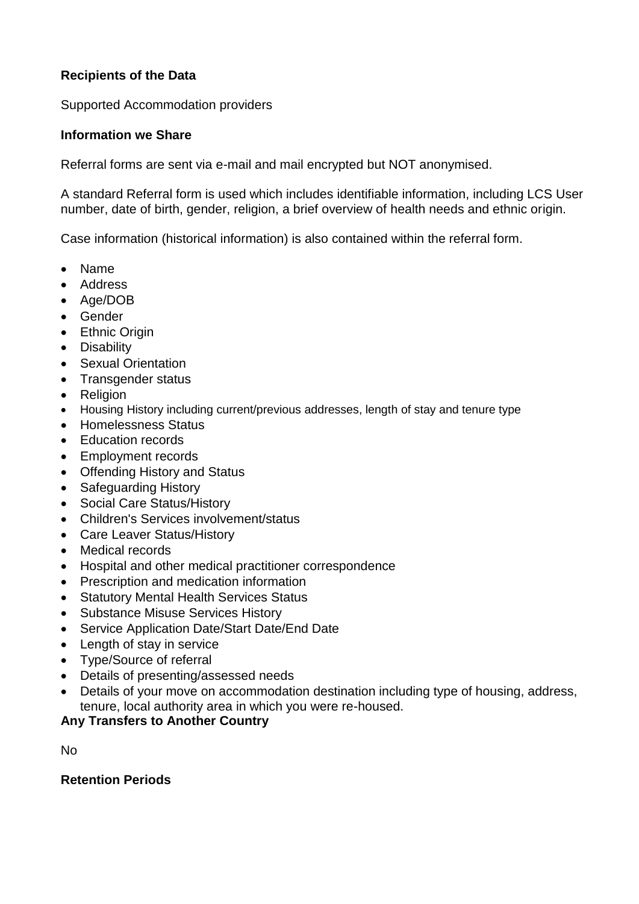**Recipients of the Data**

Supported Accommodation providers

**Information we Share**

Referral forms are sent via e-mail and mail encrypted but NOT anonymised.

A standard Referral form is used which includes identifiable information, including LCS User number, date of birth, gender, religion, a brief overview of health needs and ethnic origin.

Case information (historical information) is also contained within the referral form.

- Name
- Address
- Age/DOB
- Gender
- Ethnic Origin
- Disability
- Sexual Orientation
- Transgender status
- Religion
- Housing History including current/previous addresses, length of stay and tenure type
- Homelessness Status
- Education records
- Employment records
- Offending History and Status
- Safeguarding History
- Social Care Status/History
- Children's Services involvement/status
- Care Leaver Status/History
- Medical records
- Hospital and other medical practitioner correspondence
- Prescription and medication information
- Statutory Mental Health Services Status
- Substance Misuse Services History
- Service Application Date/Start Date/End Date
- Length of stay in service
- Type/Source of referral
- Details of presenting/assessed needs
- Details of your move on accommodation destination including type of housing, address, tenure, local authority area in which you were re-housed.

**Any Transfers to Another Country**

No

**Retention Periods**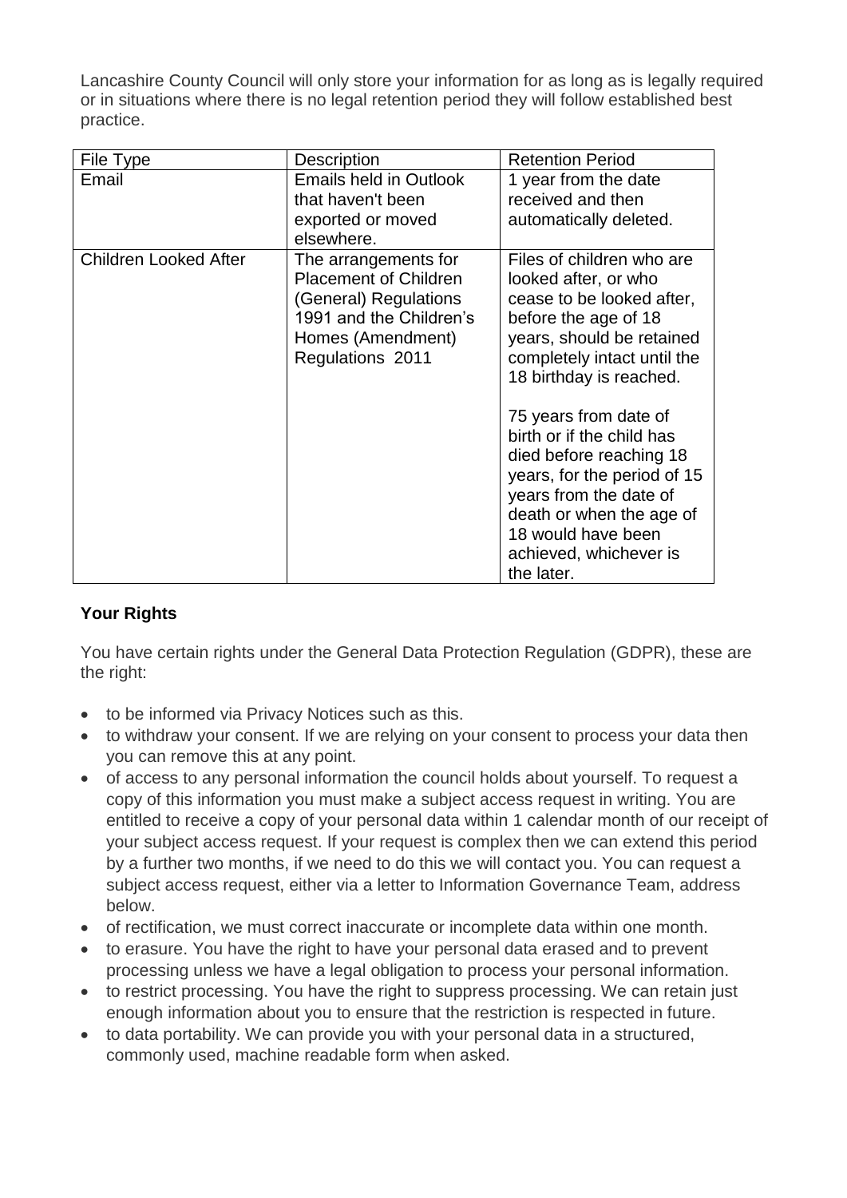Lancashire County Council will only store your information for as long as is legally required or in situations where there is no legal retention period they will follow established best practice.

| File Type | Description | Retention Period |
|---|---|---|
| Email | Emails held in Outlook that haven't been exported or moved elsewhere. | 1 year from the date received and then automatically deleted. |
| Children Looked After | The arrangements for Placement of Children (General) Regulations 1991 and the Children's Homes (Amendment) Regulations 2011 | Files of children who are looked after, or who cease to be looked after, before the age of 18 years, should be retained completely intact until the 18 birthday is reached.<br><br>75 years from date of birth or if the child has died before reaching 18 years, for the period of 15 years from the date of death or when the age of 18 would have been achieved, whichever is the later. |

## Your Rights

You have certain rights under the General Data Protection Regulation (GDPR), these are the right:

- to be informed via Privacy Notices such as this.
- to withdraw your consent. If we are relying on your consent to process your data then you can remove this at any point.
- of access to any personal information the council holds about yourself. To request a copy of this information you must make a subject access request in writing. You are entitled to receive a copy of your personal data within 1 calendar month of our receipt of your subject access request. If your request is complex then we can extend this period by a further two months, if we need to do this we will contact you. You can request a subject access request, either via a letter to Information Governance Team, address below.
- of rectification, we must correct inaccurate or incomplete data within one month.
- to erasure. You have the right to have your personal data erased and to prevent processing unless we have a legal obligation to process your personal information.
- to restrict processing. You have the right to suppress processing. We can retain just enough information about you to ensure that the restriction is respected in future.
- to data portability. We can provide you with your personal data in a structured, commonly used, machine readable form when asked.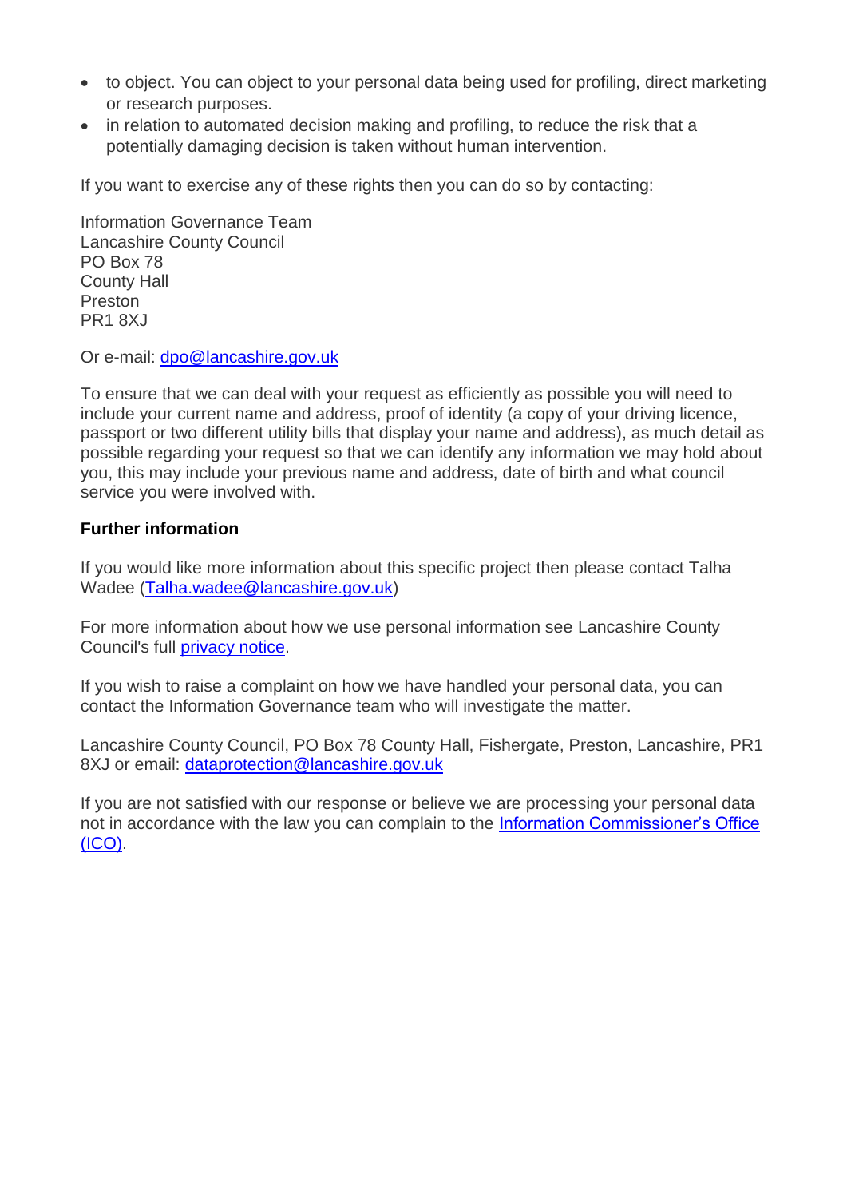- to object. You can object to your personal data being used for profiling, direct marketing or research purposes.
- in relation to automated decision making and profiling, to reduce the risk that a potentially damaging decision is taken without human intervention.

If you want to exercise any of these rights then you can do so by contacting:

Information Governance Team
Lancashire County Council
PO Box 78
County Hall
Preston
PR1 8XJ

Or e-mail: dpo@lancashire.gov.uk

To ensure that we can deal with your request as efficiently as possible you will need to include your current name and address, proof of identity (a copy of your driving licence, passport or two different utility bills that display your name and address), as much detail as possible regarding your request so that we can identify any information we may hold about you, this may include your previous name and address, date of birth and what council service you were involved with.

**Further information**

If you would like more information about this specific project then please contact Talha Wadee (Talha.wadee@lancashire.gov.uk)

For more information about how we use personal information see Lancashire County Council's full privacy notice.

If you wish to raise a complaint on how we have handled your personal data, you can contact the Information Governance team who will investigate the matter.

Lancashire County Council, PO Box 78 County Hall, Fishergate, Preston, Lancashire, PR1 8XJ or email: dataprotection@lancashire.gov.uk

If you are not satisfied with our response or believe we are processing your personal data not in accordance with the law you can complain to the Information Commissioner's Office (ICO).